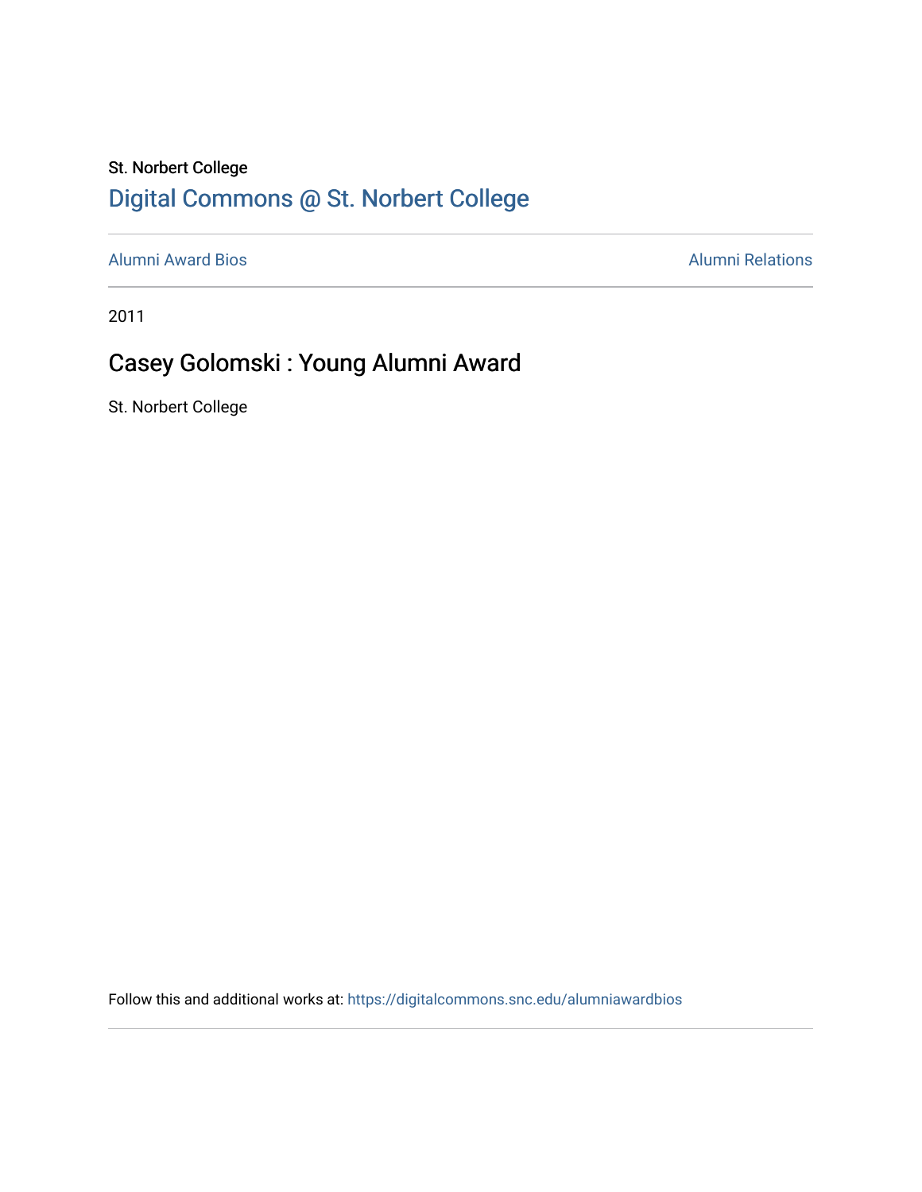St. Norbert College

## Digital Commons @ St. Norbert College

Alumni Award Bios | Alumni Relations

2011

# Casey Golomski : Young Alumni Award

St. Norbert College

Follow this and additional works at: https://digitalcommons.snc.edu/alumniawardbios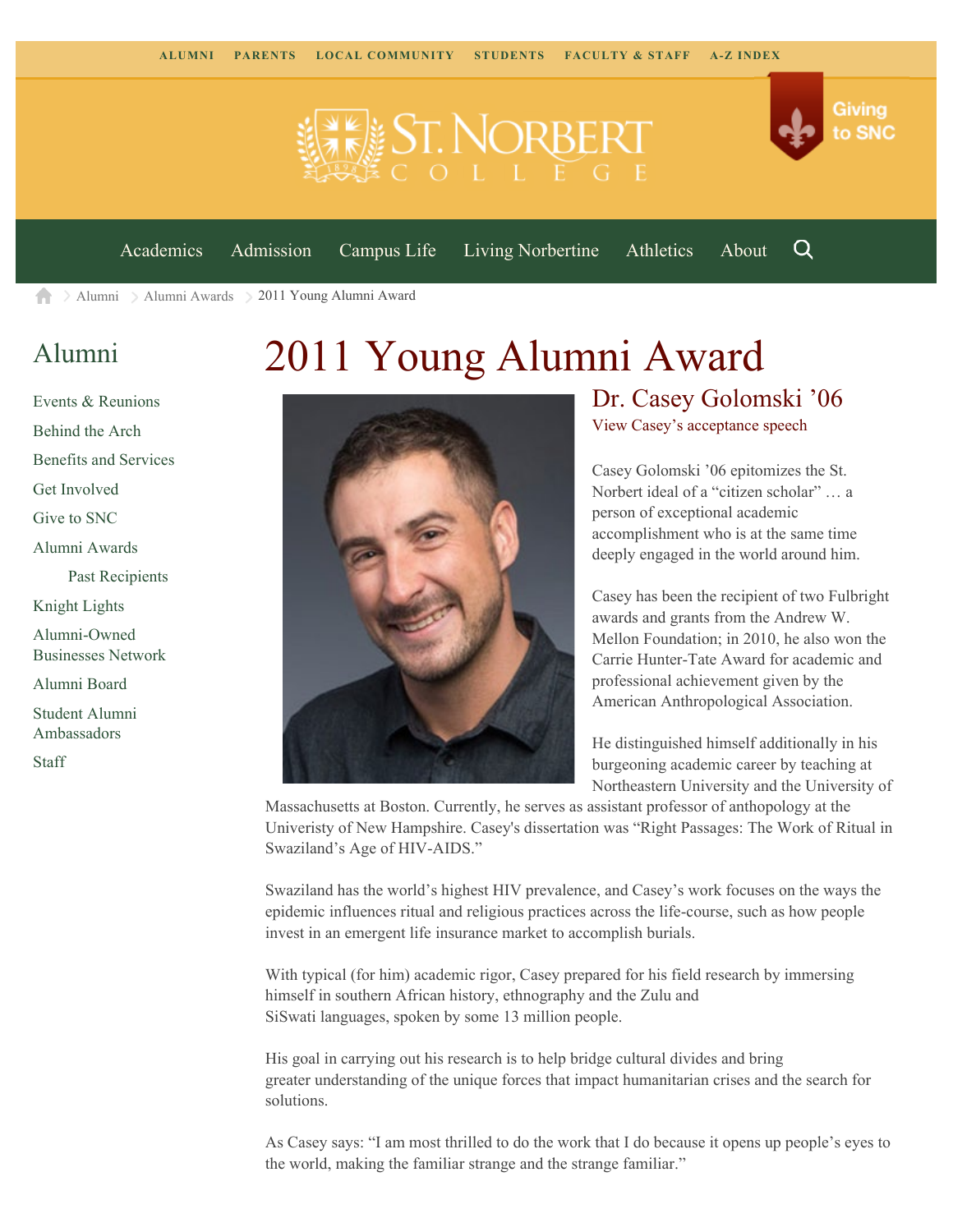ALUMNI PARENTS LOCAL COMMUNITY STUDENTS FACULTY & STAFF A-Z INDEX

Giving to SNC

Academics Admission Campus Life Living Norbertine Athletics About

Alumni > Alumni Awards > 2011 Young Alumni Award

## Alumni

- Events & Reunions
- Behind the Arch
- Benefits and Services
- Get Involved
- Give to SNC
- Alumni Awards
  - Past Recipients
- Knight Lights
- Alumni-Owned Businesses Network
- Alumni Board
- Student Alumni Ambassadors
- Staff

# 2011 Young Alumni Award

## Dr. Casey Golomski '06

View Casey's acceptance speech

Casey Golomski '06 epitomizes the St. Norbert ideal of a "citizen scholar" … a person of exceptional academic accomplishment who is at the same time deeply engaged in the world around him.

Casey has been the recipient of two Fulbright awards and grants from the Andrew W. Mellon Foundation; in 2010, he also won the Carrie Hunter-Tate Award for academic and professional achievement given by the American Anthropological Association.

He distinguished himself additionally in his burgeoning academic career by teaching at Northeastern University and the University of Massachusetts at Boston. Currently, he serves as assistant professor of anthopology at the Univeristy of New Hampshire. Casey's dissertation was "Right Passages: The Work of Ritual in Swaziland's Age of HIV-AIDS."

Swaziland has the world's highest HIV prevalence, and Casey's work focuses on the ways the epidemic influences ritual and religious practices across the life-course, such as how people invest in an emergent life insurance market to accomplish burials.

With typical (for him) academic rigor, Casey prepared for his field research by immersing himself in southern African history, ethnography and the Zulu and SiSwati languages, spoken by some 13 million people.

His goal in carrying out his research is to help bridge cultural divides and bring greater understanding of the unique forces that impact humanitarian crises and the search for solutions.

As Casey says: "I am most thrilled to do the work that I do because it opens up people's eyes to the world, making the familiar strange and the strange familiar."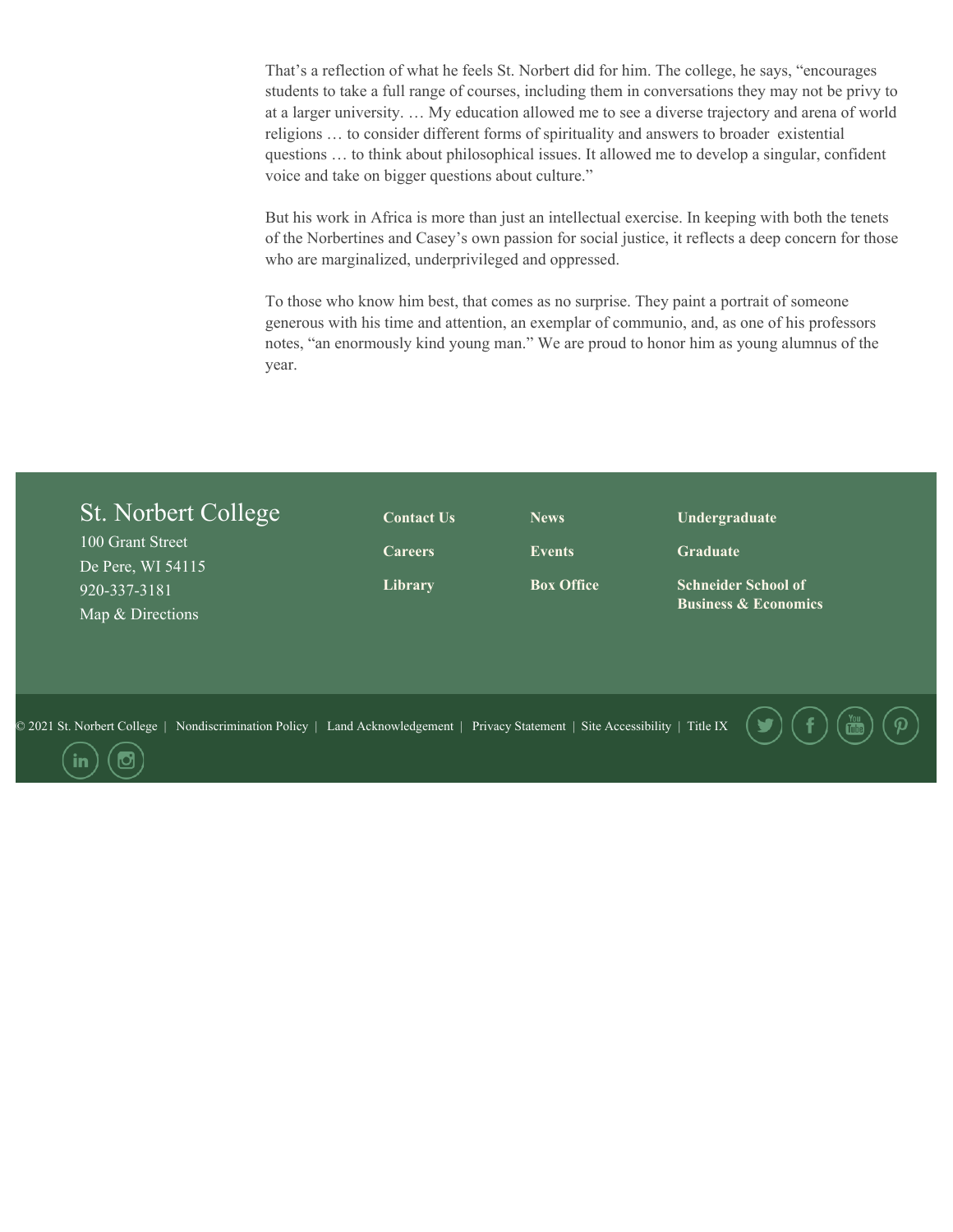That's a reflection of what he feels St. Norbert did for him. The college, he says, "encourages students to take a full range of courses, including them in conversations they may not be privy to at a larger university. … My education allowed me to see a diverse trajectory and arena of world religions … to consider different forms of spirituality and answers to broader existential questions … to think about philosophical issues. It allowed me to develop a singular, confident voice and take on bigger questions about culture."

But his work in Africa is more than just an intellectual exercise. In keeping with both the tenets of the Norbertines and Casey's own passion for social justice, it reflects a deep concern for those who are marginalized, underprivileged and oppressed.

To those who know him best, that comes as no surprise. They paint a portrait of someone generous with his time and attention, an exemplar of communio, and, as one of his professors notes, "an enormously kind young man." We are proud to honor him as young alumnus of the year.

St. Norbert College
100 Grant Street
De Pere, WI 54115
920-337-3181
Map & Directions

**Contact Us**
**Careers**
**Library**
**News**
**Events**
**Box Office**
**Undergraduate**
**Graduate**
**Schneider School of Business & Economics**

© 2021 St. Norbert College | Nondiscrimination Policy | Land Acknowledgement | Privacy Statement | Site Accessibility | Title IX